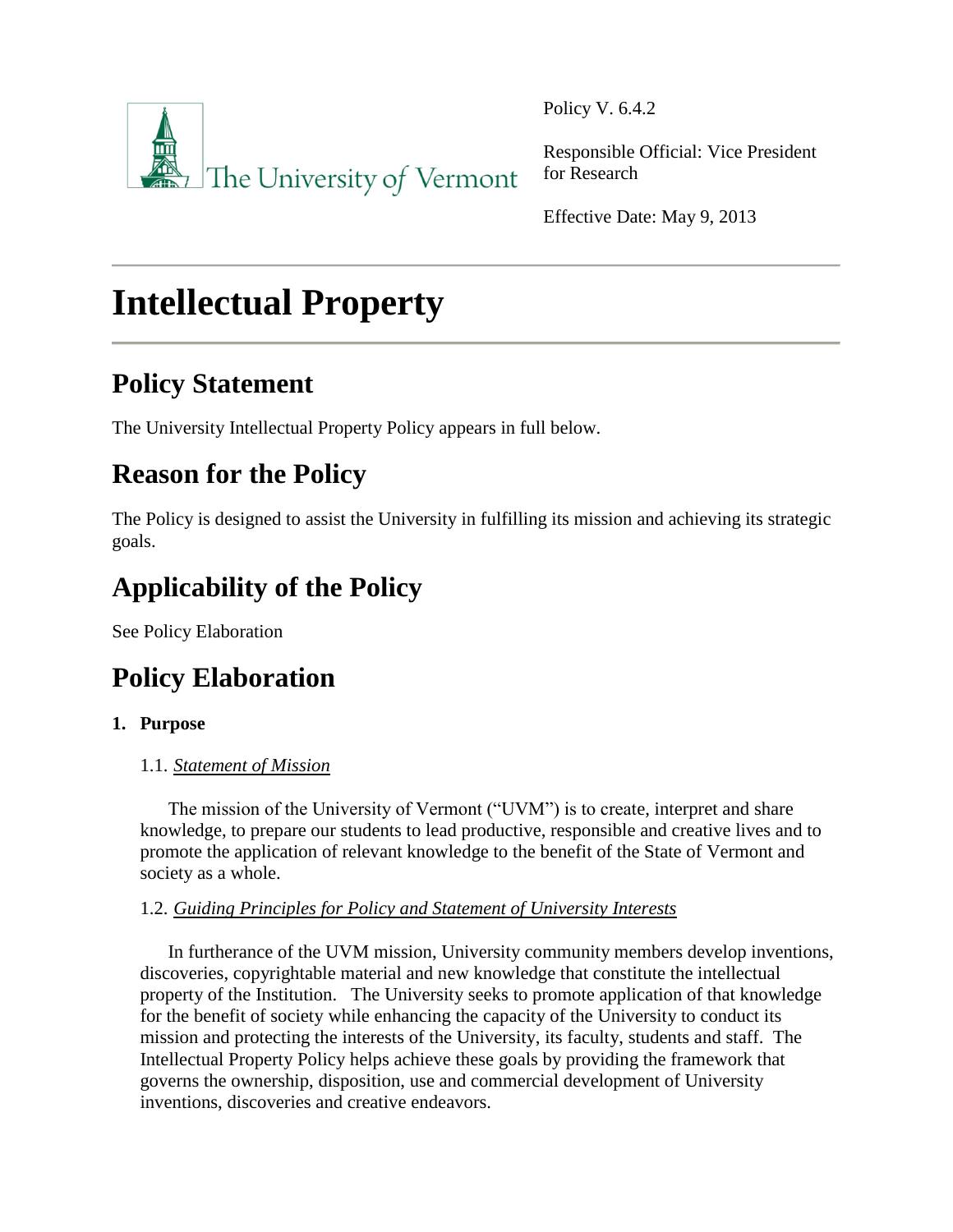The University of Vermont

Policy V. 6.4.2

Responsible Official: Vice President for Research

Effective Date: May 9, 2013

# Intellectual Property

## Policy Statement

The University Intellectual Property Policy appears in full below.

## Reason for the Policy

The Policy is designed to assist the University in fulfilling its mission and achieving its strategic goals.

## Applicability of the Policy

See Policy Elaboration

## Policy Elaboration

### 1. Purpose

1.1. *Statement of Mission*

The mission of the University of Vermont ("UVM") is to create, interpret and share knowledge, to prepare our students to lead productive, responsible and creative lives and to promote the application of relevant knowledge to the benefit of the State of Vermont and society as a whole.

1.2. *Guiding Principles for Policy and Statement of University Interests*

In furtherance of the UVM mission, University community members develop inventions, discoveries, copyrightable material and new knowledge that constitute the intellectual property of the Institution. The University seeks to promote application of that knowledge for the benefit of society while enhancing the capacity of the University to conduct its mission and protecting the interests of the University, its faculty, students and staff. The Intellectual Property Policy helps achieve these goals by providing the framework that governs the ownership, disposition, use and commercial development of University inventions, discoveries and creative endeavors.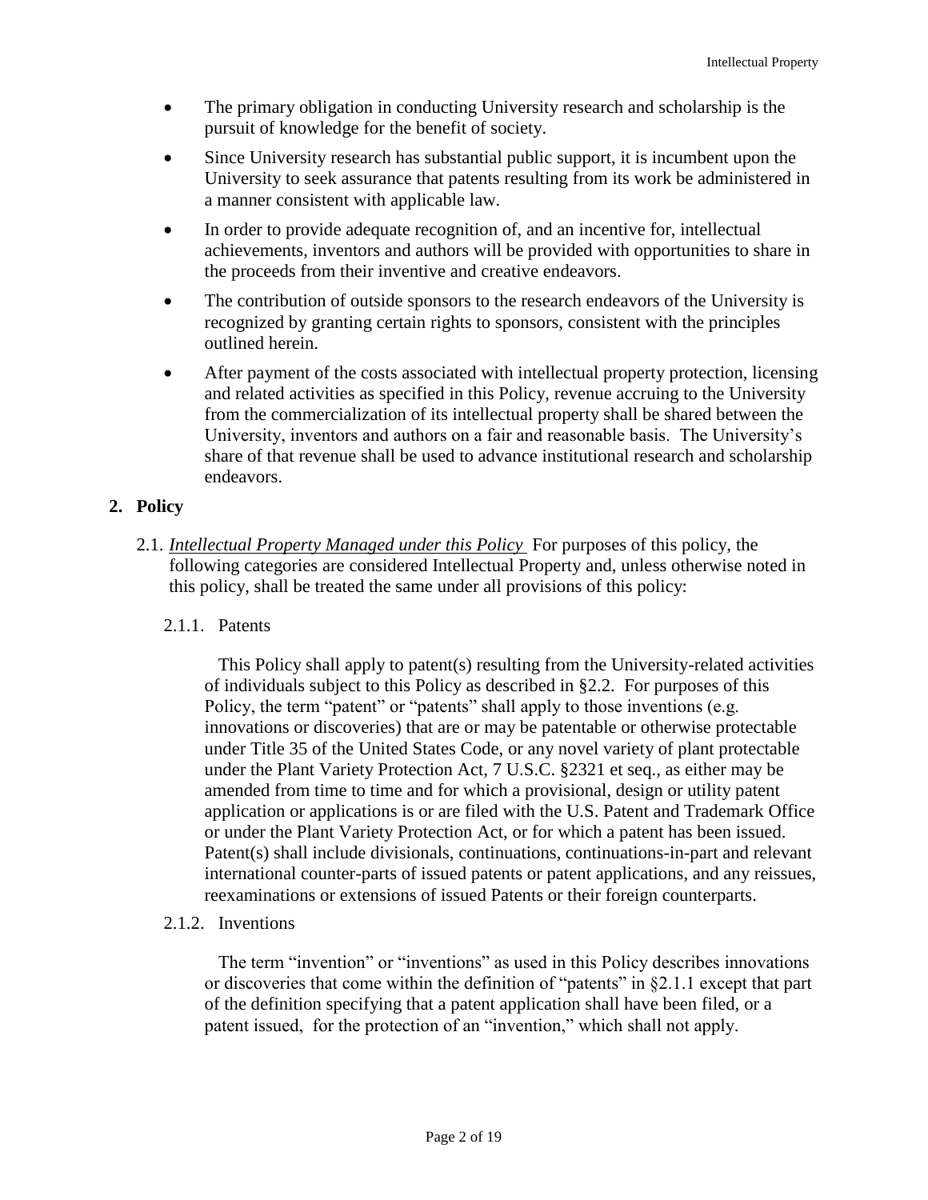- The primary obligation in conducting University research and scholarship is the pursuit of knowledge for the benefit of society.
- Since University research has substantial public support, it is incumbent upon the University to seek assurance that patents resulting from its work be administered in a manner consistent with applicable law.
- In order to provide adequate recognition of, and an incentive for, intellectual achievements, inventors and authors will be provided with opportunities to share in the proceeds from their inventive and creative endeavors.
- The contribution of outside sponsors to the research endeavors of the University is recognized by granting certain rights to sponsors, consistent with the principles outlined herein.
- After payment of the costs associated with intellectual property protection, licensing and related activities as specified in this Policy, revenue accruing to the University from the commercialization of its intellectual property shall be shared between the University, inventors and authors on a fair and reasonable basis. The University's share of that revenue shall be used to advance institutional research and scholarship endeavors.

## 2. Policy

2.1. ***Intellectual Property Managed under this Policy*** For purposes of this policy, the following categories are considered Intellectual Property and, unless otherwise noted in this policy, shall be treated the same under all provisions of this policy:

2.1.1. Patents

This Policy shall apply to patent(s) resulting from the University-related activities of individuals subject to this Policy as described in §2.2. For purposes of this Policy, the term "patent" or "patents" shall apply to those inventions (e.g. innovations or discoveries) that are or may be patentable or otherwise protectable under Title 35 of the United States Code, or any novel variety of plant protectable under the Plant Variety Protection Act, 7 U.S.C. §2321 et seq., as either may be amended from time to time and for which a provisional, design or utility patent application or applications is or are filed with the U.S. Patent and Trademark Office or under the Plant Variety Protection Act, or for which a patent has been issued. Patent(s) shall include divisionals, continuations, continuations-in-part and relevant international counter-parts of issued patents or patent applications, and any reissues, reexaminations or extensions of issued Patents or their foreign counterparts.

2.1.2. Inventions

The term "invention" or "inventions" as used in this Policy describes innovations or discoveries that come within the definition of "patents" in §2.1.1 except that part of the definition specifying that a patent application shall have been filed, or a patent issued, for the protection of an "invention," which shall not apply.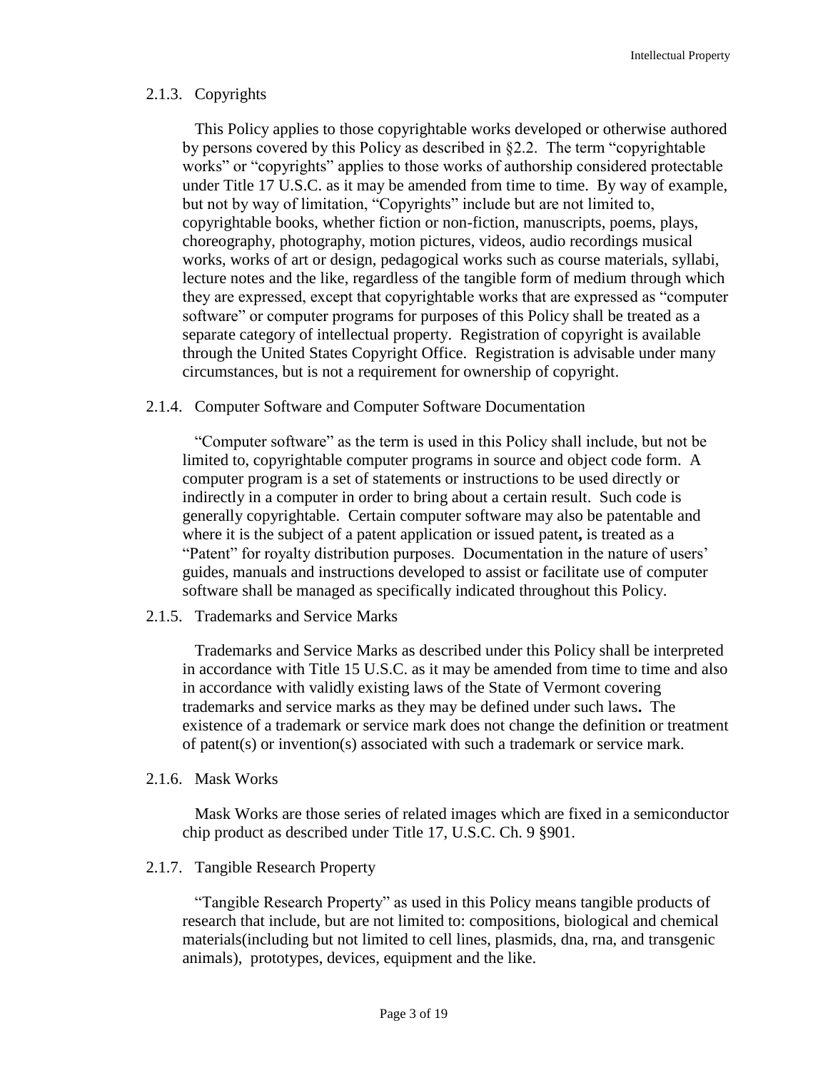### 2.1.3. Copyrights

This Policy applies to those copyrightable works developed or otherwise authored by persons covered by this Policy as described in §2.2. The term "copyrightable works" or "copyrights" applies to those works of authorship considered protectable under Title 17 U.S.C. as it may be amended from time to time. By way of example, but not by way of limitation, "Copyrights" include but are not limited to, copyrightable books, whether fiction or non-fiction, manuscripts, poems, plays, choreography, photography, motion pictures, videos, audio recordings musical works, works of art or design, pedagogical works such as course materials, syllabi, lecture notes and the like, regardless of the tangible form of medium through which they are expressed, except that copyrightable works that are expressed as "computer software" or computer programs for purposes of this Policy shall be treated as a separate category of intellectual property. Registration of copyright is available through the United States Copyright Office. Registration is advisable under many circumstances, but is not a requirement for ownership of copyright.

### 2.1.4. Computer Software and Computer Software Documentation

"Computer software" as the term is used in this Policy shall include, but not be limited to, copyrightable computer programs in source and object code form. A computer program is a set of statements or instructions to be used directly or indirectly in a computer in order to bring about a certain result. Such code is generally copyrightable. Certain computer software may also be patentable and where it is the subject of a patent application or issued patent**,** is treated as a "Patent" for royalty distribution purposes. Documentation in the nature of users' guides, manuals and instructions developed to assist or facilitate use of computer software shall be managed as specifically indicated throughout this Policy.

### 2.1.5. Trademarks and Service Marks

Trademarks and Service Marks as described under this Policy shall be interpreted in accordance with Title 15 U.S.C. as it may be amended from time to time and also in accordance with validly existing laws of the State of Vermont covering trademarks and service marks as they may be defined under such laws**.** The existence of a trademark or service mark does not change the definition or treatment of patent(s) or invention(s) associated with such a trademark or service mark.

### 2.1.6. Mask Works

Mask Works are those series of related images which are fixed in a semiconductor chip product as described under Title 17, U.S.C. Ch. 9 §901.

### 2.1.7. Tangible Research Property

"Tangible Research Property" as used in this Policy means tangible products of research that include, but are not limited to: compositions, biological and chemical materials(including but not limited to cell lines, plasmids, dna, rna, and transgenic animals), prototypes, devices, equipment and the like.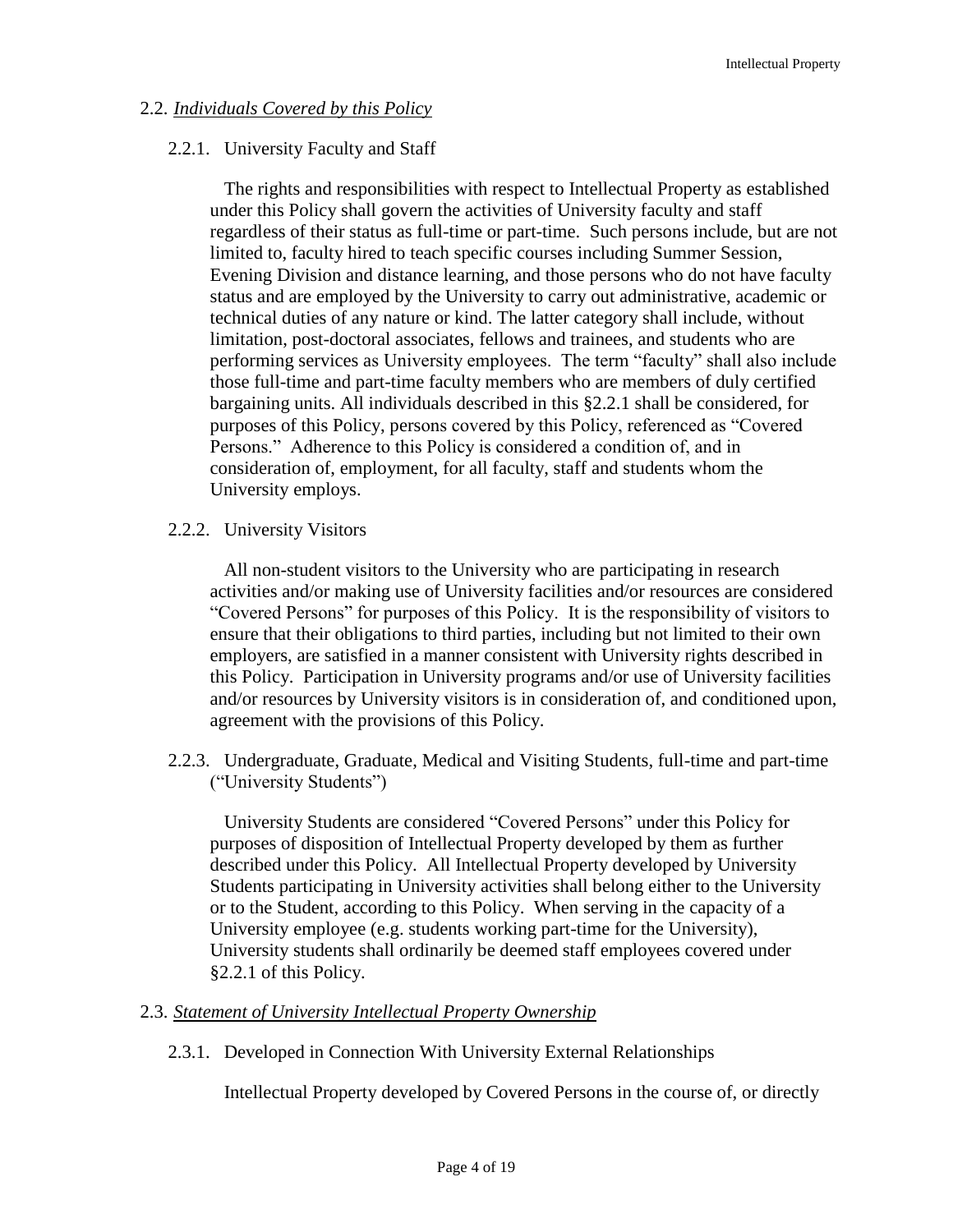## 2.2. *Individuals Covered by this Policy*

### 2.2.1. University Faculty and Staff

The rights and responsibilities with respect to Intellectual Property as established under this Policy shall govern the activities of University faculty and staff regardless of their status as full-time or part-time. Such persons include, but are not limited to, faculty hired to teach specific courses including Summer Session, Evening Division and distance learning, and those persons who do not have faculty status and are employed by the University to carry out administrative, academic or technical duties of any nature or kind. The latter category shall include, without limitation, post-doctoral associates, fellows and trainees, and students who are performing services as University employees. The term "faculty" shall also include those full-time and part-time faculty members who are members of duly certified bargaining units. All individuals described in this §2.2.1 shall be considered, for purposes of this Policy, persons covered by this Policy, referenced as "Covered Persons." Adherence to this Policy is considered a condition of, and in consideration of, employment, for all faculty, staff and students whom the University employs.

### 2.2.2. University Visitors

All non-student visitors to the University who are participating in research activities and/or making use of University facilities and/or resources are considered "Covered Persons" for purposes of this Policy. It is the responsibility of visitors to ensure that their obligations to third parties, including but not limited to their own employers, are satisfied in a manner consistent with University rights described in this Policy. Participation in University programs and/or use of University facilities and/or resources by University visitors is in consideration of, and conditioned upon, agreement with the provisions of this Policy.

### 2.2.3. Undergraduate, Graduate, Medical and Visiting Students, full-time and part-time ("University Students")

University Students are considered "Covered Persons" under this Policy for purposes of disposition of Intellectual Property developed by them as further described under this Policy. All Intellectual Property developed by University Students participating in University activities shall belong either to the University or to the Student, according to this Policy. When serving in the capacity of a University employee (e.g. students working part-time for the University), University students shall ordinarily be deemed staff employees covered under §2.2.1 of this Policy.

## 2.3. *Statement of University Intellectual Property Ownership*

### 2.3.1. Developed in Connection With University External Relationships

Intellectual Property developed by Covered Persons in the course of, or directly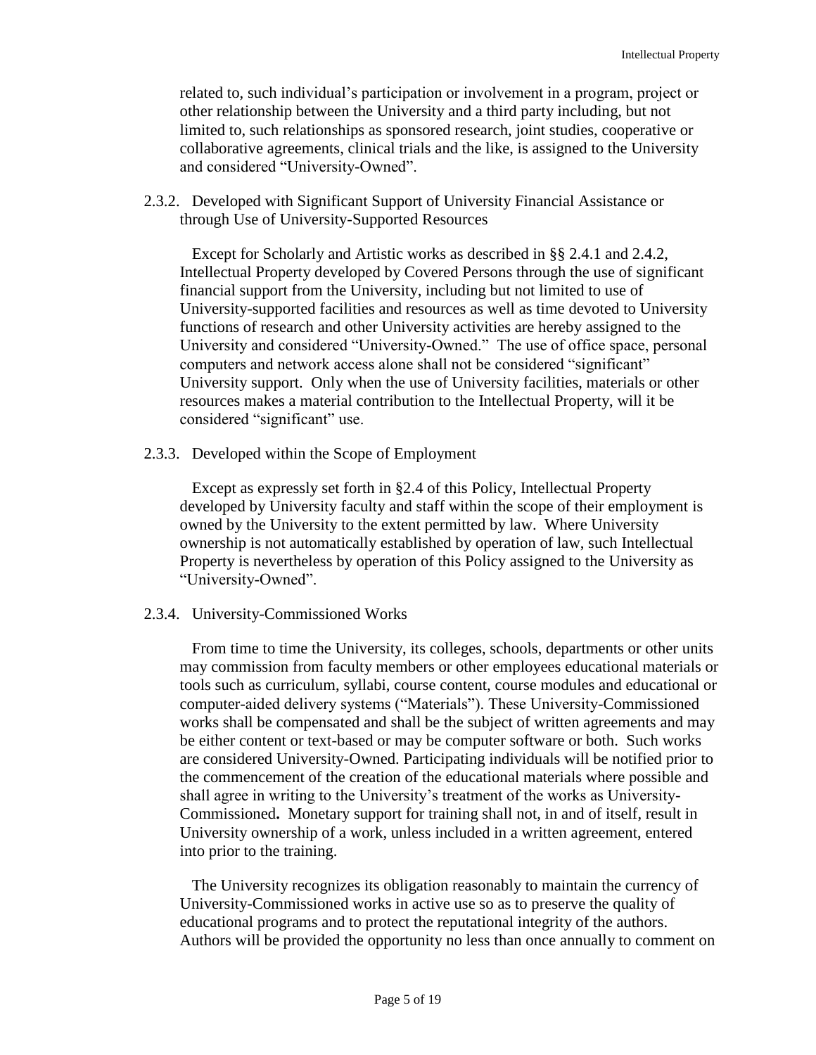related to, such individual's participation or involvement in a program, project or other relationship between the University and a third party including, but not limited to, such relationships as sponsored research, joint studies, cooperative or collaborative agreements, clinical trials and the like, is assigned to the University and considered "University-Owned".

### 2.3.2. Developed with Significant Support of University Financial Assistance or through Use of University-Supported Resources

Except for Scholarly and Artistic works as described in §§ 2.4.1 and 2.4.2, Intellectual Property developed by Covered Persons through the use of significant financial support from the University, including but not limited to use of University-supported facilities and resources as well as time devoted to University functions of research and other University activities are hereby assigned to the University and considered "University-Owned." The use of office space, personal computers and network access alone shall not be considered "significant" University support. Only when the use of University facilities, materials or other resources makes a material contribution to the Intellectual Property, will it be considered "significant" use.

### 2.3.3. Developed within the Scope of Employment

Except as expressly set forth in §2.4 of this Policy, Intellectual Property developed by University faculty and staff within the scope of their employment is owned by the University to the extent permitted by law. Where University ownership is not automatically established by operation of law, such Intellectual Property is nevertheless by operation of this Policy assigned to the University as "University-Owned".

### 2.3.4. University-Commissioned Works

From time to time the University, its colleges, schools, departments or other units may commission from faculty members or other employees educational materials or tools such as curriculum, syllabi, course content, course modules and educational or computer-aided delivery systems ("Materials"). These University-Commissioned works shall be compensated and shall be the subject of written agreements and may be either content or text-based or may be computer software or both. Such works are considered University-Owned. Participating individuals will be notified prior to the commencement of the creation of the educational materials where possible and shall agree in writing to the University's treatment of the works as University-Commissioned**.** Monetary support for training shall not, in and of itself, result in University ownership of a work, unless included in a written agreement, entered into prior to the training.

The University recognizes its obligation reasonably to maintain the currency of University-Commissioned works in active use so as to preserve the quality of educational programs and to protect the reputational integrity of the authors. Authors will be provided the opportunity no less than once annually to comment on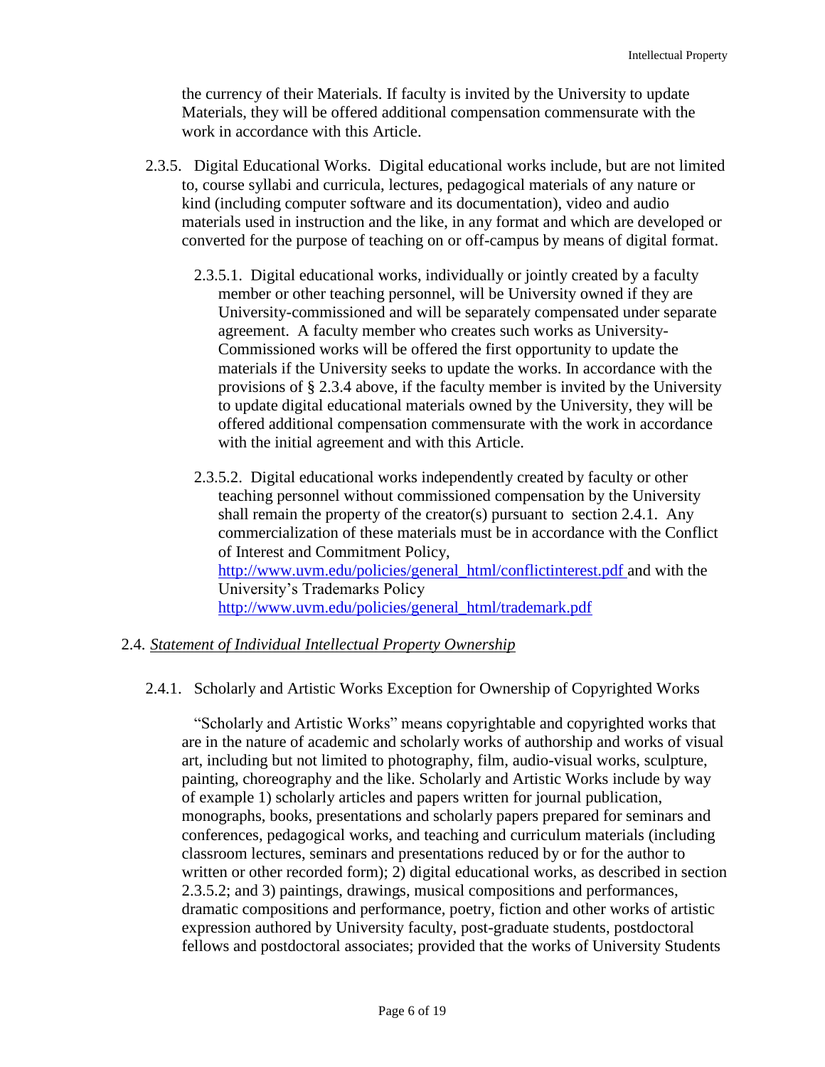the currency of their Materials. If faculty is invited by the University to update Materials, they will be offered additional compensation commensurate with the work in accordance with this Article.

2.3.5. Digital Educational Works. Digital educational works include, but are not limited to, course syllabi and curricula, lectures, pedagogical materials of any nature or kind (including computer software and its documentation), video and audio materials used in instruction and the like, in any format and which are developed or converted for the purpose of teaching on or off-campus by means of digital format.

2.3.5.1. Digital educational works, individually or jointly created by a faculty member or other teaching personnel, will be University owned if they are University-commissioned and will be separately compensated under separate agreement. A faculty member who creates such works as University-Commissioned works will be offered the first opportunity to update the materials if the University seeks to update the works. In accordance with the provisions of § 2.3.4 above, if the faculty member is invited by the University to update digital educational materials owned by the University, they will be offered additional compensation commensurate with the work in accordance with the initial agreement and with this Article.

2.3.5.2. Digital educational works independently created by faculty or other teaching personnel without commissioned compensation by the University shall remain the property of the creator(s) pursuant to section 2.4.1. Any commercialization of these materials must be in accordance with the Conflict of Interest and Commitment Policy, [http://www.uvm.edu/policies/general_html/conflictinterest.pdf](http://www.uvm.edu/policies/general_html/conflictinterest.pdf) and with the University's Trademarks Policy [http://www.uvm.edu/policies/general_html/trademark.pdf](http://www.uvm.edu/policies/general_html/trademark.pdf)

## 2.4. *Statement of Individual Intellectual Property Ownership*

### 2.4.1. Scholarly and Artistic Works Exception for Ownership of Copyrighted Works

"Scholarly and Artistic Works" means copyrightable and copyrighted works that are in the nature of academic and scholarly works of authorship and works of visual art, including but not limited to photography, film, audio-visual works, sculpture, painting, choreography and the like. Scholarly and Artistic Works include by way of example 1) scholarly articles and papers written for journal publication, monographs, books, presentations and scholarly papers prepared for seminars and conferences, pedagogical works, and teaching and curriculum materials (including classroom lectures, seminars and presentations reduced by or for the author to written or other recorded form); 2) digital educational works, as described in section 2.3.5.2; and 3) paintings, drawings, musical compositions and performances, dramatic compositions and performance, poetry, fiction and other works of artistic expression authored by University faculty, post-graduate students, postdoctoral fellows and postdoctoral associates; provided that the works of University Students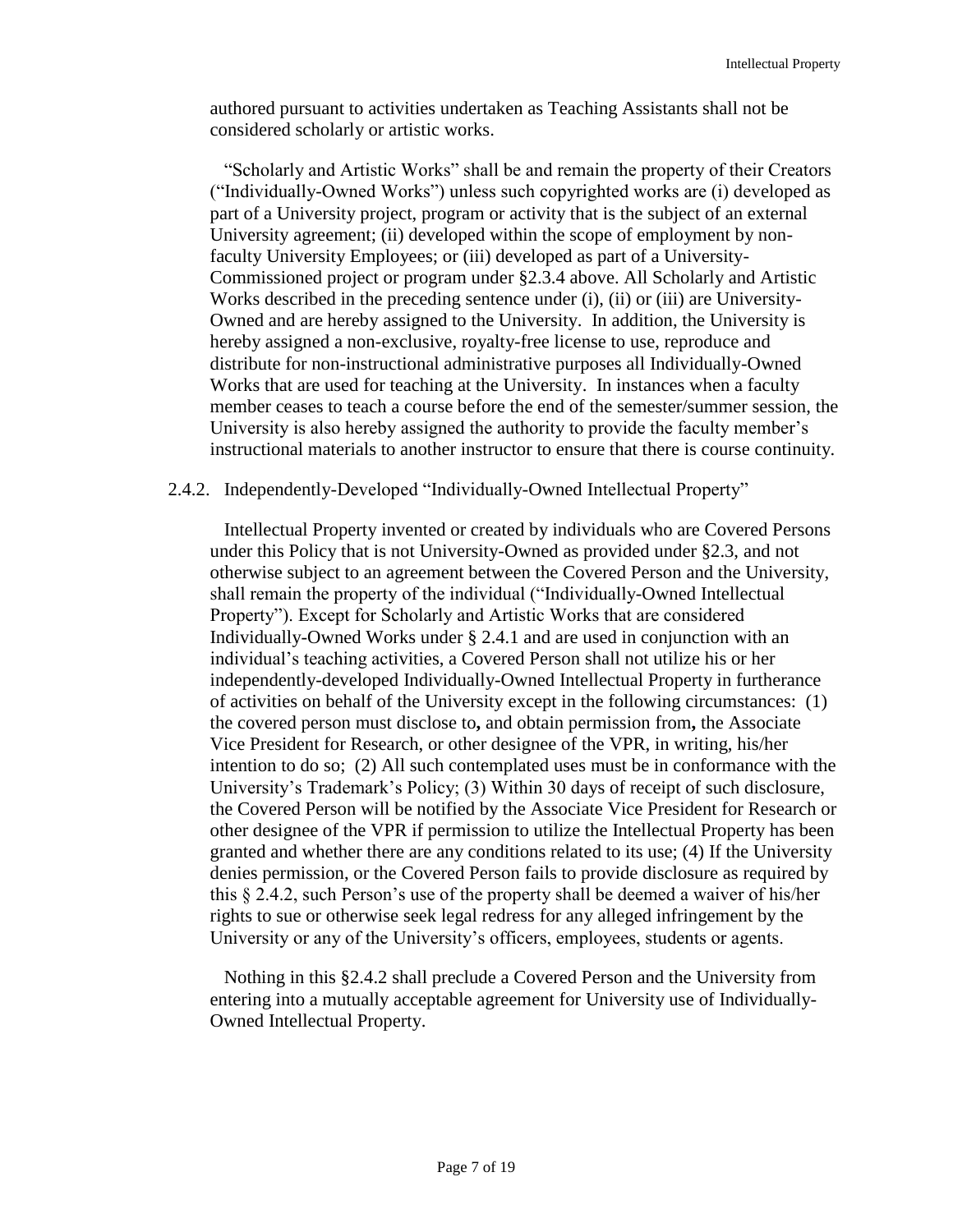authored pursuant to activities undertaken as Teaching Assistants shall not be considered scholarly or artistic works.

"Scholarly and Artistic Works" shall be and remain the property of their Creators ("Individually-Owned Works") unless such copyrighted works are (i) developed as part of a University project, program or activity that is the subject of an external University agreement; (ii) developed within the scope of employment by non-faculty University Employees; or (iii) developed as part of a University-Commissioned project or program under §2.3.4 above. All Scholarly and Artistic Works described in the preceding sentence under (i), (ii) or (iii) are University-Owned and are hereby assigned to the University. In addition, the University is hereby assigned a non-exclusive, royalty-free license to use, reproduce and distribute for non-instructional administrative purposes all Individually-Owned Works that are used for teaching at the University. In instances when a faculty member ceases to teach a course before the end of the semester/summer session, the University is also hereby assigned the authority to provide the faculty member's instructional materials to another instructor to ensure that there is course continuity.

2.4.2. Independently-Developed "Individually-Owned Intellectual Property"

Intellectual Property invented or created by individuals who are Covered Persons under this Policy that is not University-Owned as provided under §2.3, and not otherwise subject to an agreement between the Covered Person and the University, shall remain the property of the individual ("Individually-Owned Intellectual Property"). Except for Scholarly and Artistic Works that are considered Individually-Owned Works under § 2.4.1 and are used in conjunction with an individual's teaching activities, a Covered Person shall not utilize his or her independently-developed Individually-Owned Intellectual Property in furtherance of activities on behalf of the University except in the following circumstances: (1) the covered person must disclose to**,** and obtain permission from**,** the Associate Vice President for Research, or other designee of the VPR, in writing, his/her intention to do so; (2) All such contemplated uses must be in conformance with the University's Trademark's Policy; (3) Within 30 days of receipt of such disclosure, the Covered Person will be notified by the Associate Vice President for Research or other designee of the VPR if permission to utilize the Intellectual Property has been granted and whether there are any conditions related to its use; (4) If the University denies permission, or the Covered Person fails to provide disclosure as required by this § 2.4.2, such Person's use of the property shall be deemed a waiver of his/her rights to sue or otherwise seek legal redress for any alleged infringement by the University or any of the University's officers, employees, students or agents.

Nothing in this §2.4.2 shall preclude a Covered Person and the University from entering into a mutually acceptable agreement for University use of Individually-Owned Intellectual Property.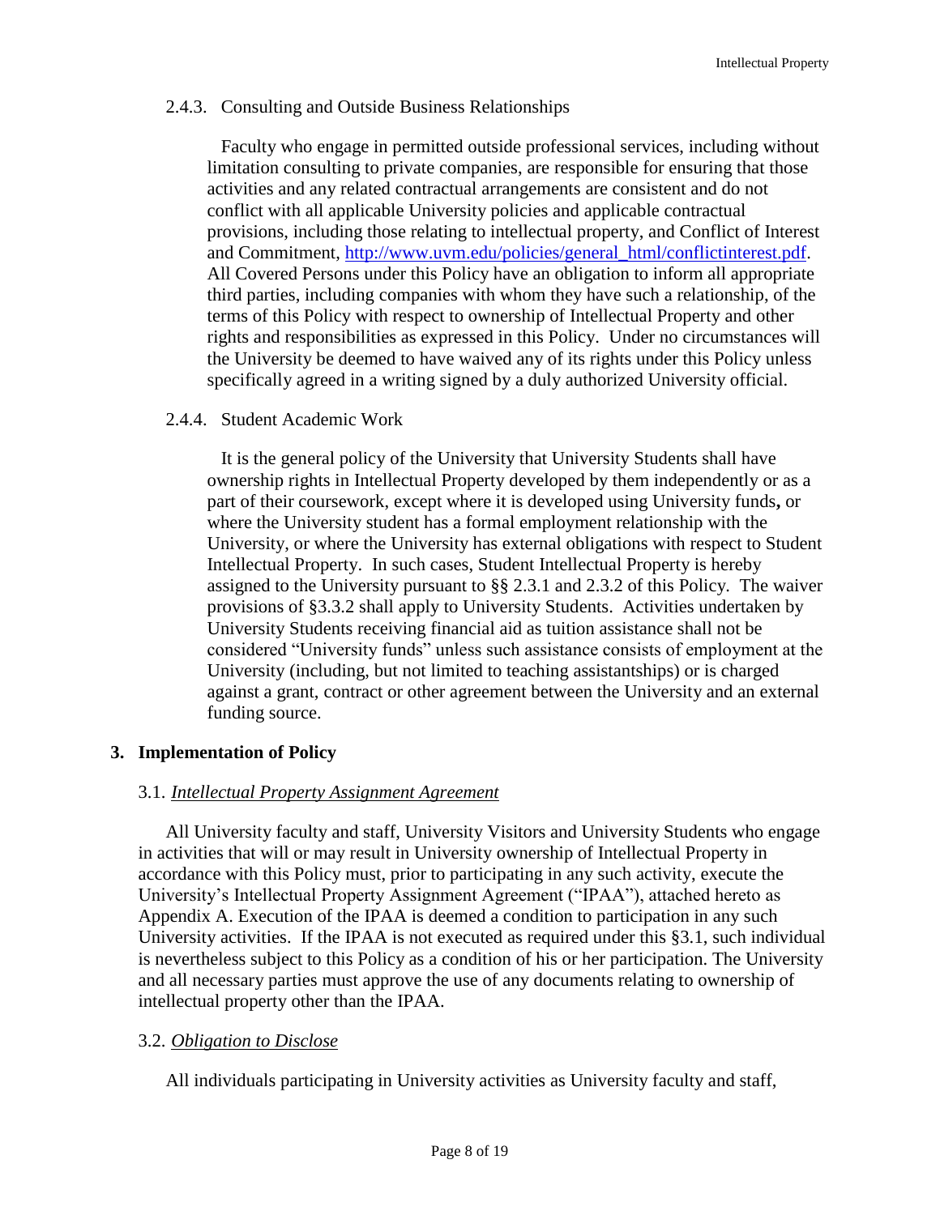#### 2.4.3. Consulting and Outside Business Relationships

Faculty who engage in permitted outside professional services, including without limitation consulting to private companies, are responsible for ensuring that those activities and any related contractual arrangements are consistent and do not conflict with all applicable University policies and applicable contractual provisions, including those relating to intellectual property, and Conflict of Interest and Commitment, http://www.uvm.edu/policies/general_html/conflictinterest.pdf. All Covered Persons under this Policy have an obligation to inform all appropriate third parties, including companies with whom they have such a relationship, of the terms of this Policy with respect to ownership of Intellectual Property and other rights and responsibilities as expressed in this Policy. Under no circumstances will the University be deemed to have waived any of its rights under this Policy unless specifically agreed in a writing signed by a duly authorized University official.

#### 2.4.4. Student Academic Work

It is the general policy of the University that University Students shall have ownership rights in Intellectual Property developed by them independently or as a part of their coursework, except where it is developed using University funds**,** or where the University student has a formal employment relationship with the University, or where the University has external obligations with respect to Student Intellectual Property. In such cases, Student Intellectual Property is hereby assigned to the University pursuant to §§ 2.3.1 and 2.3.2 of this Policy. The waiver provisions of §3.3.2 shall apply to University Students. Activities undertaken by University Students receiving financial aid as tuition assistance shall not be considered "University funds" unless such assistance consists of employment at the University (including, but not limited to teaching assistantships) or is charged against a grant, contract or other agreement between the University and an external funding source.

## 3. Implementation of Policy

### 3.1. *Intellectual Property Assignment Agreement*

All University faculty and staff, University Visitors and University Students who engage in activities that will or may result in University ownership of Intellectual Property in accordance with this Policy must, prior to participating in any such activity, execute the University's Intellectual Property Assignment Agreement ("IPAA"), attached hereto as Appendix A. Execution of the IPAA is deemed a condition to participation in any such University activities. If the IPAA is not executed as required under this §3.1, such individual is nevertheless subject to this Policy as a condition of his or her participation. The University and all necessary parties must approve the use of any documents relating to ownership of intellectual property other than the IPAA.

### 3.2. *Obligation to Disclose*

All individuals participating in University activities as University faculty and staff,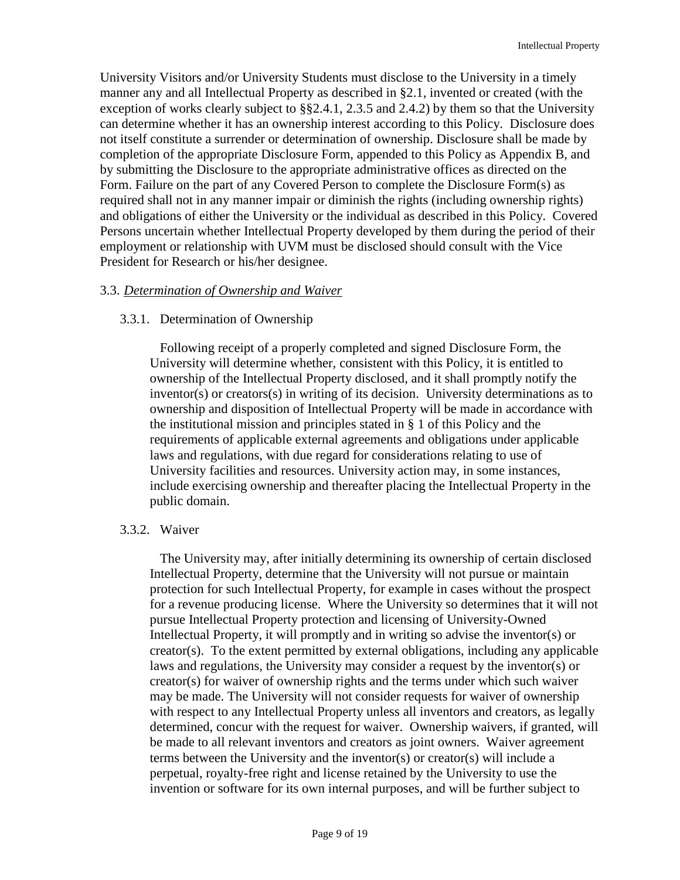University Visitors and/or University Students must disclose to the University in a timely manner any and all Intellectual Property as described in §2.1, invented or created (with the exception of works clearly subject to §§2.4.1, 2.3.5 and 2.4.2) by them so that the University can determine whether it has an ownership interest according to this Policy. Disclosure does not itself constitute a surrender or determination of ownership. Disclosure shall be made by completion of the appropriate Disclosure Form, appended to this Policy as Appendix B, and by submitting the Disclosure to the appropriate administrative offices as directed on the Form. Failure on the part of any Covered Person to complete the Disclosure Form(s) as required shall not in any manner impair or diminish the rights (including ownership rights) and obligations of either the University or the individual as described in this Policy. Covered Persons uncertain whether Intellectual Property developed by them during the period of their employment or relationship with UVM must be disclosed should consult with the Vice President for Research or his/her designee.

### 3.3. *Determination of Ownership and Waiver*

#### 3.3.1. Determination of Ownership

Following receipt of a properly completed and signed Disclosure Form, the University will determine whether, consistent with this Policy, it is entitled to ownership of the Intellectual Property disclosed, and it shall promptly notify the inventor(s) or creators(s) in writing of its decision. University determinations as to ownership and disposition of Intellectual Property will be made in accordance with the institutional mission and principles stated in § 1 of this Policy and the requirements of applicable external agreements and obligations under applicable laws and regulations, with due regard for considerations relating to use of University facilities and resources. University action may, in some instances, include exercising ownership and thereafter placing the Intellectual Property in the public domain.

#### 3.3.2. Waiver

The University may, after initially determining its ownership of certain disclosed Intellectual Property, determine that the University will not pursue or maintain protection for such Intellectual Property, for example in cases without the prospect for a revenue producing license. Where the University so determines that it will not pursue Intellectual Property protection and licensing of University-Owned Intellectual Property, it will promptly and in writing so advise the inventor(s) or creator(s). To the extent permitted by external obligations, including any applicable laws and regulations, the University may consider a request by the inventor(s) or creator(s) for waiver of ownership rights and the terms under which such waiver may be made. The University will not consider requests for waiver of ownership with respect to any Intellectual Property unless all inventors and creators, as legally determined, concur with the request for waiver. Ownership waivers, if granted, will be made to all relevant inventors and creators as joint owners. Waiver agreement terms between the University and the inventor(s) or creator(s) will include a perpetual, royalty-free right and license retained by the University to use the invention or software for its own internal purposes, and will be further subject to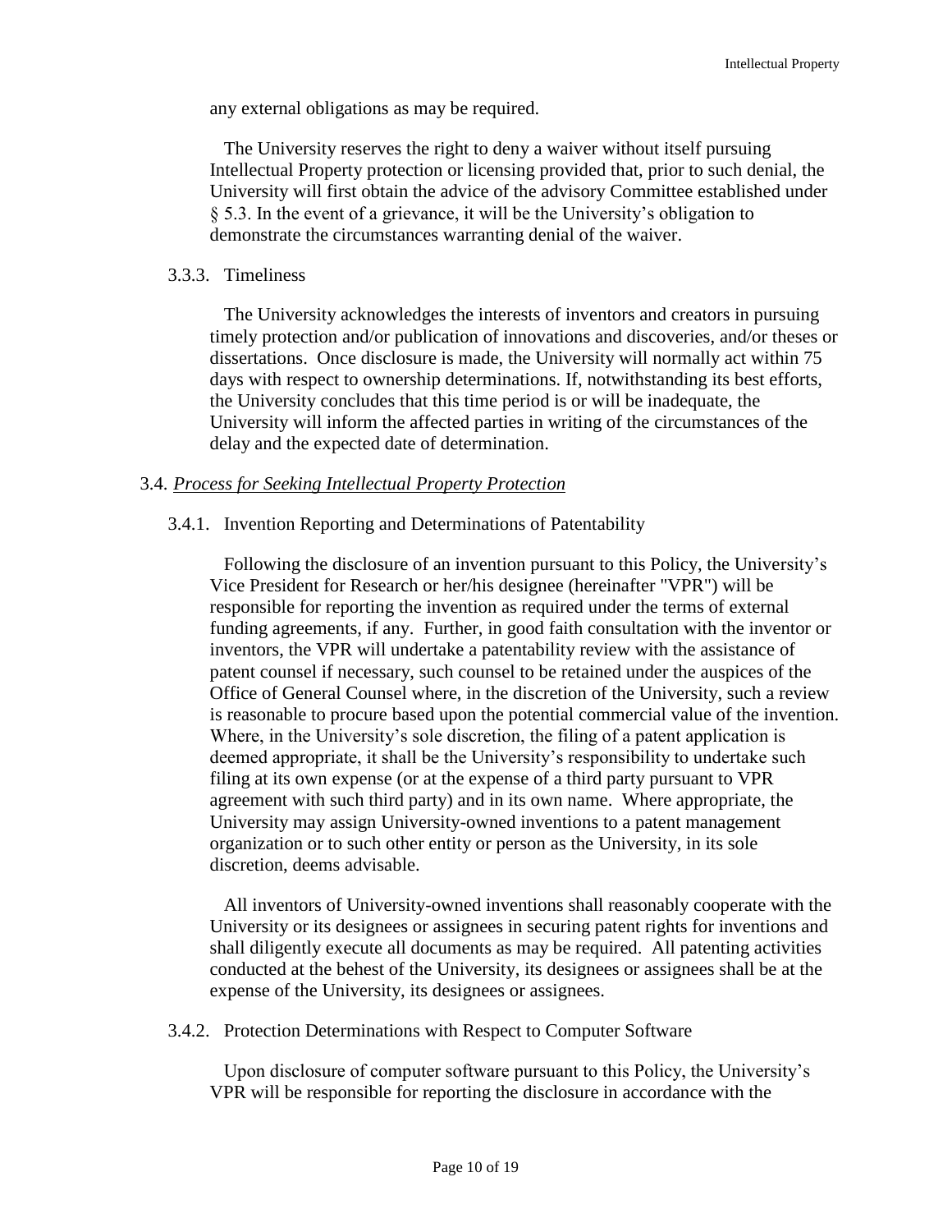any external obligations as may be required.

The University reserves the right to deny a waiver without itself pursuing Intellectual Property protection or licensing provided that, prior to such denial, the University will first obtain the advice of the advisory Committee established under § 5.3. In the event of a grievance, it will be the University's obligation to demonstrate the circumstances warranting denial of the waiver.

#### 3.3.3. Timeliness

The University acknowledges the interests of inventors and creators in pursuing timely protection and/or publication of innovations and discoveries, and/or theses or dissertations. Once disclosure is made, the University will normally act within 75 days with respect to ownership determinations. If, notwithstanding its best efforts, the University concludes that this time period is or will be inadequate, the University will inform the affected parties in writing of the circumstances of the delay and the expected date of determination.

### 3.4. *Process for Seeking Intellectual Property Protection*

#### 3.4.1. Invention Reporting and Determinations of Patentability

Following the disclosure of an invention pursuant to this Policy, the University's Vice President for Research or her/his designee (hereinafter "VPR") will be responsible for reporting the invention as required under the terms of external funding agreements, if any. Further, in good faith consultation with the inventor or inventors, the VPR will undertake a patentability review with the assistance of patent counsel if necessary, such counsel to be retained under the auspices of the Office of General Counsel where, in the discretion of the University, such a review is reasonable to procure based upon the potential commercial value of the invention. Where, in the University's sole discretion, the filing of a patent application is deemed appropriate, it shall be the University's responsibility to undertake such filing at its own expense (or at the expense of a third party pursuant to VPR agreement with such third party) and in its own name. Where appropriate, the University may assign University-owned inventions to a patent management organization or to such other entity or person as the University, in its sole discretion, deems advisable.

All inventors of University-owned inventions shall reasonably cooperate with the University or its designees or assignees in securing patent rights for inventions and shall diligently execute all documents as may be required. All patenting activities conducted at the behest of the University, its designees or assignees shall be at the expense of the University, its designees or assignees.

#### 3.4.2. Protection Determinations with Respect to Computer Software

Upon disclosure of computer software pursuant to this Policy, the University's VPR will be responsible for reporting the disclosure in accordance with the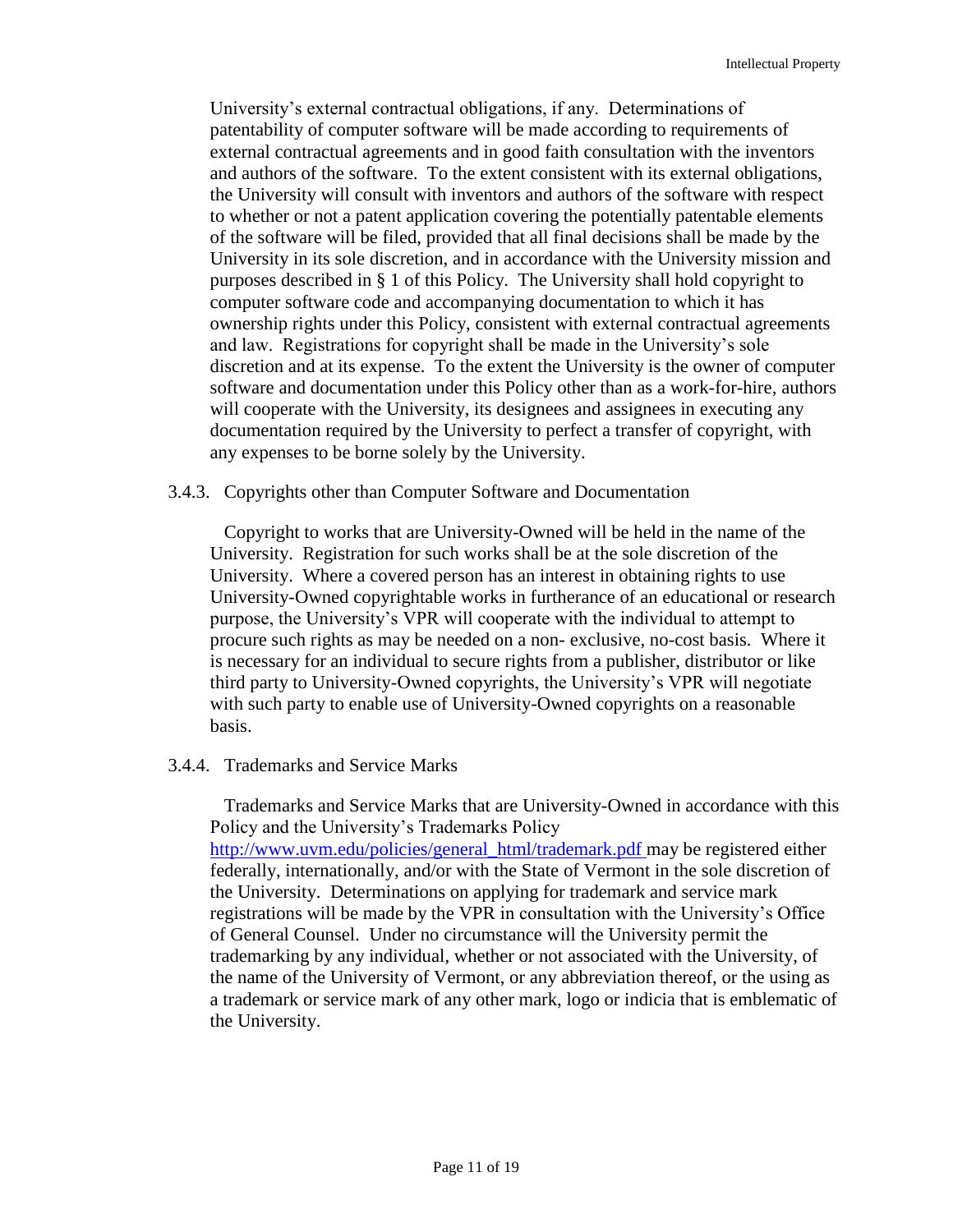University's external contractual obligations, if any. Determinations of patentability of computer software will be made according to requirements of external contractual agreements and in good faith consultation with the inventors and authors of the software. To the extent consistent with its external obligations, the University will consult with inventors and authors of the software with respect to whether or not a patent application covering the potentially patentable elements of the software will be filed, provided that all final decisions shall be made by the University in its sole discretion, and in accordance with the University mission and purposes described in § 1 of this Policy. The University shall hold copyright to computer software code and accompanying documentation to which it has ownership rights under this Policy, consistent with external contractual agreements and law. Registrations for copyright shall be made in the University's sole discretion and at its expense. To the extent the University is the owner of computer software and documentation under this Policy other than as a work-for-hire, authors will cooperate with the University, its designees and assignees in executing any documentation required by the University to perfect a transfer of copyright, with any expenses to be borne solely by the University.

#### 3.4.3. Copyrights other than Computer Software and Documentation

Copyright to works that are University-Owned will be held in the name of the University. Registration for such works shall be at the sole discretion of the University. Where a covered person has an interest in obtaining rights to use University-Owned copyrightable works in furtherance of an educational or research purpose, the University's VPR will cooperate with the individual to attempt to procure such rights as may be needed on a non- exclusive, no-cost basis. Where it is necessary for an individual to secure rights from a publisher, distributor or like third party to University-Owned copyrights, the University's VPR will negotiate with such party to enable use of University-Owned copyrights on a reasonable basis.

#### 3.4.4. Trademarks and Service Marks

Trademarks and Service Marks that are University-Owned in accordance with this Policy and the University's Trademarks Policy [http://www.uvm.edu/policies/general_html/trademark.pdf](http://www.uvm.edu/policies/general_html/trademark.pdf) may be registered either federally, internationally, and/or with the State of Vermont in the sole discretion of the University. Determinations on applying for trademark and service mark registrations will be made by the VPR in consultation with the University's Office of General Counsel. Under no circumstance will the University permit the trademarking by any individual, whether or not associated with the University, of the name of the University of Vermont, or any abbreviation thereof, or the using as a trademark or service mark of any other mark, logo or indicia that is emblematic of the University.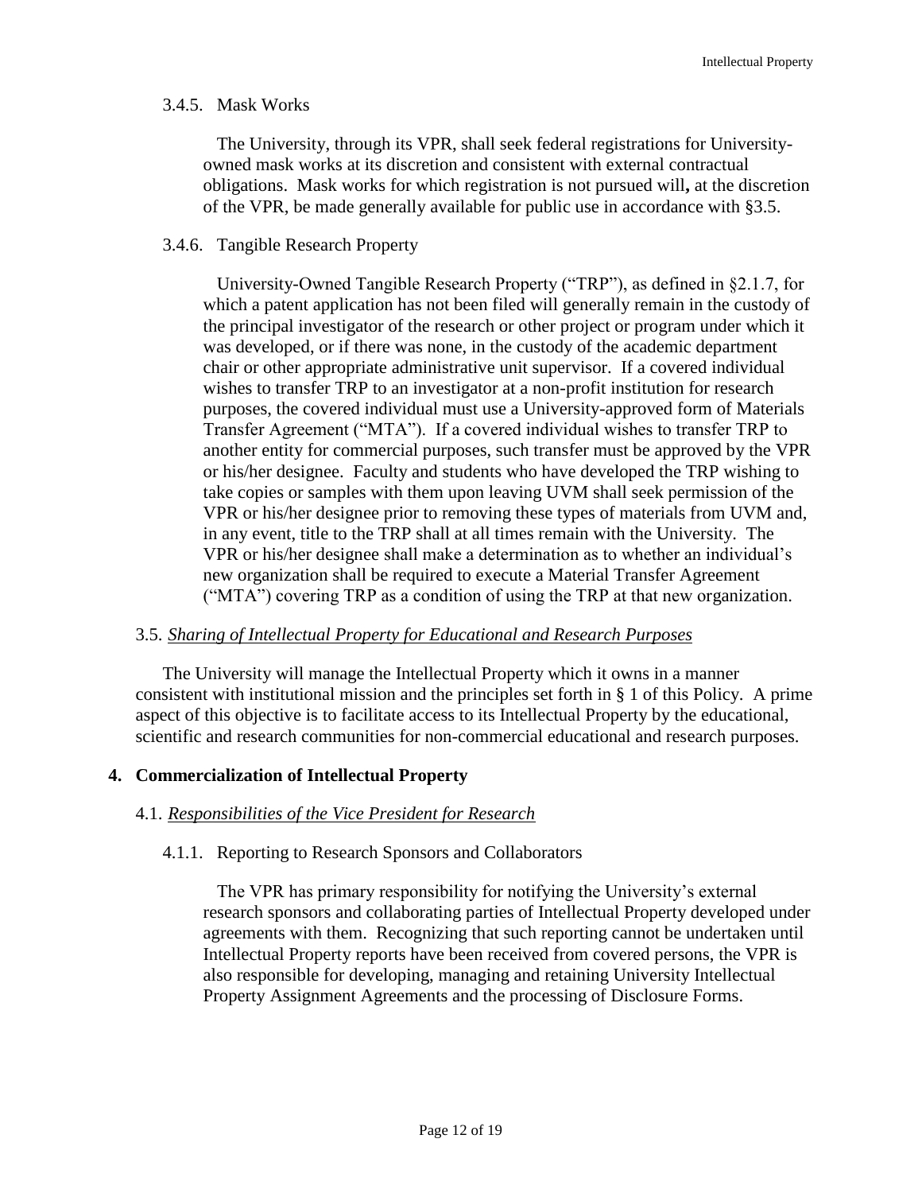#### 3.4.5. Mask Works

The University, through its VPR, shall seek federal registrations for University-owned mask works at its discretion and consistent with external contractual obligations. Mask works for which registration is not pursued will**,** at the discretion of the VPR, be made generally available for public use in accordance with §3.5.

#### 3.4.6. Tangible Research Property

University-Owned Tangible Research Property ("TRP"), as defined in §2.1.7, for which a patent application has not been filed will generally remain in the custody of the principal investigator of the research or other project or program under which it was developed, or if there was none, in the custody of the academic department chair or other appropriate administrative unit supervisor. If a covered individual wishes to transfer TRP to an investigator at a non-profit institution for research purposes, the covered individual must use a University-approved form of Materials Transfer Agreement ("MTA"). If a covered individual wishes to transfer TRP to another entity for commercial purposes, such transfer must be approved by the VPR or his/her designee. Faculty and students who have developed the TRP wishing to take copies or samples with them upon leaving UVM shall seek permission of the VPR or his/her designee prior to removing these types of materials from UVM and, in any event, title to the TRP shall at all times remain with the University. The VPR or his/her designee shall make a determination as to whether an individual's new organization shall be required to execute a Material Transfer Agreement ("MTA") covering TRP as a condition of using the TRP at that new organization.

### 3.5. *Sharing of Intellectual Property for Educational and Research Purposes*

The University will manage the Intellectual Property which it owns in a manner consistent with institutional mission and the principles set forth in § 1 of this Policy. A prime aspect of this objective is to facilitate access to its Intellectual Property by the educational, scientific and research communities for non-commercial educational and research purposes.

## 4. Commercialization of Intellectual Property

### 4.1. *Responsibilities of the Vice President for Research*

#### 4.1.1. Reporting to Research Sponsors and Collaborators

The VPR has primary responsibility for notifying the University's external research sponsors and collaborating parties of Intellectual Property developed under agreements with them. Recognizing that such reporting cannot be undertaken until Intellectual Property reports have been received from covered persons, the VPR is also responsible for developing, managing and retaining University Intellectual Property Assignment Agreements and the processing of Disclosure Forms.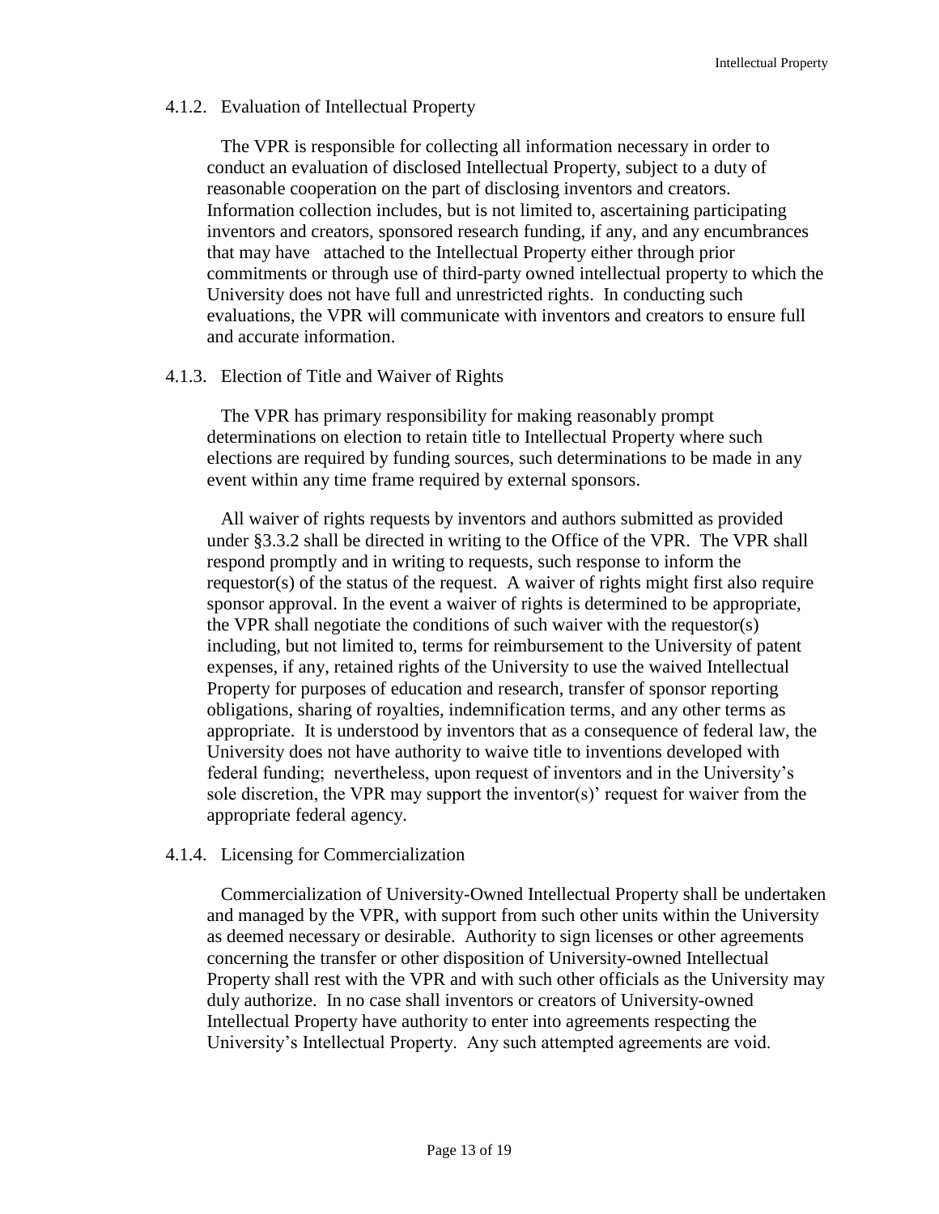#### 4.1.2. Evaluation of Intellectual Property

The VPR is responsible for collecting all information necessary in order to conduct an evaluation of disclosed Intellectual Property, subject to a duty of reasonable cooperation on the part of disclosing inventors and creators. Information collection includes, but is not limited to, ascertaining participating inventors and creators, sponsored research funding, if any, and any encumbrances that may have attached to the Intellectual Property either through prior commitments or through use of third-party owned intellectual property to which the University does not have full and unrestricted rights. In conducting such evaluations, the VPR will communicate with inventors and creators to ensure full and accurate information.

#### 4.1.3. Election of Title and Waiver of Rights

The VPR has primary responsibility for making reasonably prompt determinations on election to retain title to Intellectual Property where such elections are required by funding sources, such determinations to be made in any event within any time frame required by external sponsors.

All waiver of rights requests by inventors and authors submitted as provided under §3.3.2 shall be directed in writing to the Office of the VPR. The VPR shall respond promptly and in writing to requests, such response to inform the requestor(s) of the status of the request. A waiver of rights might first also require sponsor approval. In the event a waiver of rights is determined to be appropriate, the VPR shall negotiate the conditions of such waiver with the requestor(s) including, but not limited to, terms for reimbursement to the University of patent expenses, if any, retained rights of the University to use the waived Intellectual Property for purposes of education and research, transfer of sponsor reporting obligations, sharing of royalties, indemnification terms, and any other terms as appropriate. It is understood by inventors that as a consequence of federal law, the University does not have authority to waive title to inventions developed with federal funding; nevertheless, upon request of inventors and in the University's sole discretion, the VPR may support the inventor(s)' request for waiver from the appropriate federal agency.

#### 4.1.4. Licensing for Commercialization

Commercialization of University-Owned Intellectual Property shall be undertaken and managed by the VPR, with support from such other units within the University as deemed necessary or desirable. Authority to sign licenses or other agreements concerning the transfer or other disposition of University-owned Intellectual Property shall rest with the VPR and with such other officials as the University may duly authorize. In no case shall inventors or creators of University-owned Intellectual Property have authority to enter into agreements respecting the University's Intellectual Property. Any such attempted agreements are void.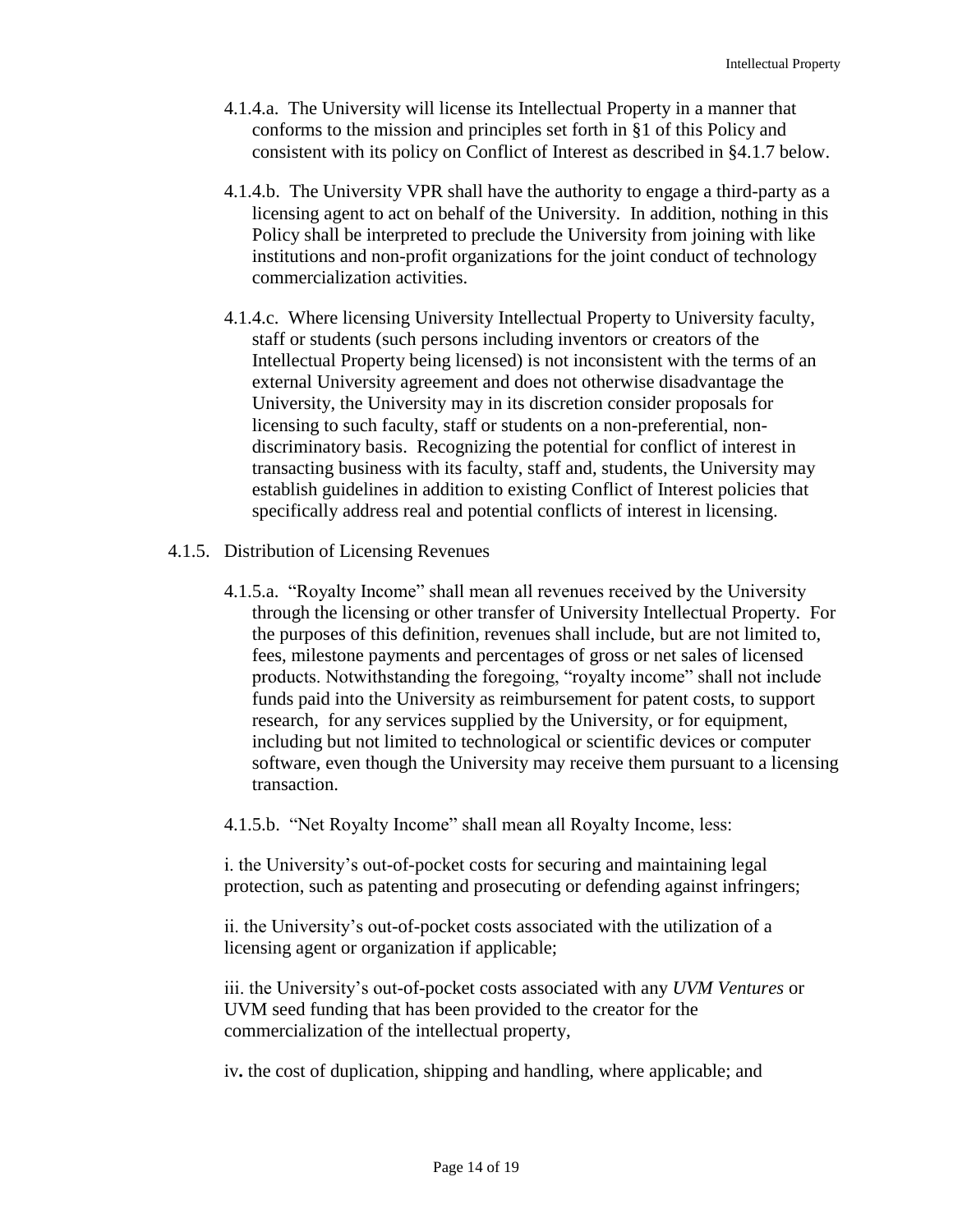4.1.4.a. The University will license its Intellectual Property in a manner that conforms to the mission and principles set forth in §1 of this Policy and consistent with its policy on Conflict of Interest as described in §4.1.7 below.

4.1.4.b. The University VPR shall have the authority to engage a third-party as a licensing agent to act on behalf of the University. In addition, nothing in this Policy shall be interpreted to preclude the University from joining with like institutions and non-profit organizations for the joint conduct of technology commercialization activities.

4.1.4.c. Where licensing University Intellectual Property to University faculty, staff or students (such persons including inventors or creators of the Intellectual Property being licensed) is not inconsistent with the terms of an external University agreement and does not otherwise disadvantage the University, the University may in its discretion consider proposals for licensing to such faculty, staff or students on a non-preferential, non-discriminatory basis. Recognizing the potential for conflict of interest in transacting business with its faculty, staff and, students, the University may establish guidelines in addition to existing Conflict of Interest policies that specifically address real and potential conflicts of interest in licensing.

4.1.5. Distribution of Licensing Revenues

4.1.5.a. "Royalty Income" shall mean all revenues received by the University through the licensing or other transfer of University Intellectual Property. For the purposes of this definition, revenues shall include, but are not limited to, fees, milestone payments and percentages of gross or net sales of licensed products. Notwithstanding the foregoing, "royalty income" shall not include funds paid into the University as reimbursement for patent costs, to support research, for any services supplied by the University, or for equipment, including but not limited to technological or scientific devices or computer software, even though the University may receive them pursuant to a licensing transaction.

4.1.5.b. "Net Royalty Income" shall mean all Royalty Income, less:

i. the University's out-of-pocket costs for securing and maintaining legal protection, such as patenting and prosecuting or defending against infringers;

ii. the University's out-of-pocket costs associated with the utilization of a licensing agent or organization if applicable;

iii. the University's out-of-pocket costs associated with any *UVM Ventures* or UVM seed funding that has been provided to the creator for the commercialization of the intellectual property,

iv**.** the cost of duplication, shipping and handling, where applicable; and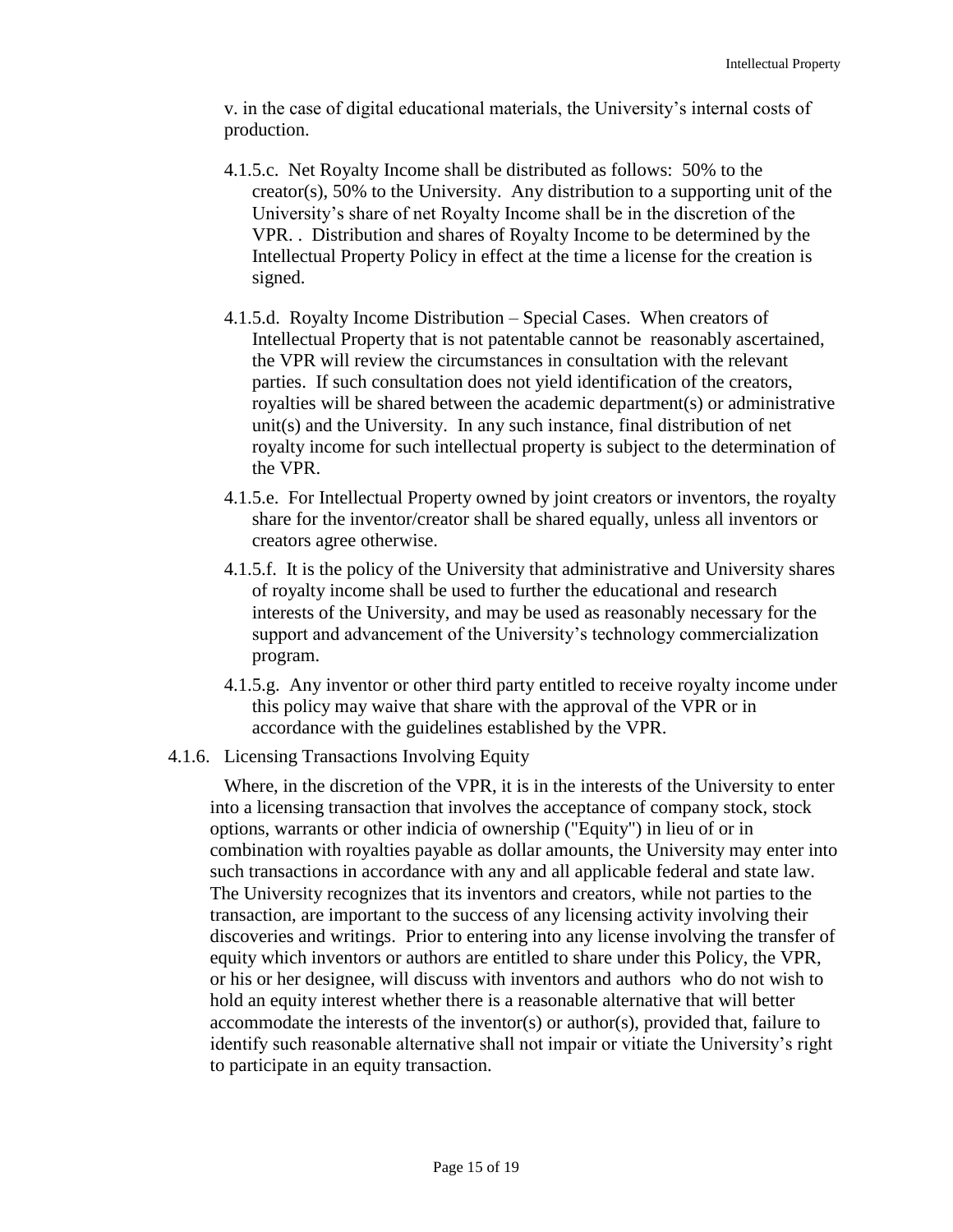v. in the case of digital educational materials, the University's internal costs of production.

4.1.5.c. Net Royalty Income shall be distributed as follows: 50% to the creator(s), 50% to the University. Any distribution to a supporting unit of the University's share of net Royalty Income shall be in the discretion of the VPR. . Distribution and shares of Royalty Income to be determined by the Intellectual Property Policy in effect at the time a license for the creation is signed.

4.1.5.d. Royalty Income Distribution – Special Cases. When creators of Intellectual Property that is not patentable cannot be reasonably ascertained, the VPR will review the circumstances in consultation with the relevant parties. If such consultation does not yield identification of the creators, royalties will be shared between the academic department(s) or administrative unit(s) and the University. In any such instance, final distribution of net royalty income for such intellectual property is subject to the determination of the VPR.

4.1.5.e. For Intellectual Property owned by joint creators or inventors, the royalty share for the inventor/creator shall be shared equally, unless all inventors or creators agree otherwise.

4.1.5.f. It is the policy of the University that administrative and University shares of royalty income shall be used to further the educational and research interests of the University, and may be used as reasonably necessary for the support and advancement of the University's technology commercialization program.

4.1.5.g. Any inventor or other third party entitled to receive royalty income under this policy may waive that share with the approval of the VPR or in accordance with the guidelines established by the VPR.

4.1.6. Licensing Transactions Involving Equity

Where, in the discretion of the VPR, it is in the interests of the University to enter into a licensing transaction that involves the acceptance of company stock, stock options, warrants or other indicia of ownership ("Equity") in lieu of or in combination with royalties payable as dollar amounts, the University may enter into such transactions in accordance with any and all applicable federal and state law. The University recognizes that its inventors and creators, while not parties to the transaction, are important to the success of any licensing activity involving their discoveries and writings. Prior to entering into any license involving the transfer of equity which inventors or authors are entitled to share under this Policy, the VPR, or his or her designee, will discuss with inventors and authors who do not wish to hold an equity interest whether there is a reasonable alternative that will better accommodate the interests of the inventor(s) or author(s), provided that, failure to identify such reasonable alternative shall not impair or vitiate the University's right to participate in an equity transaction.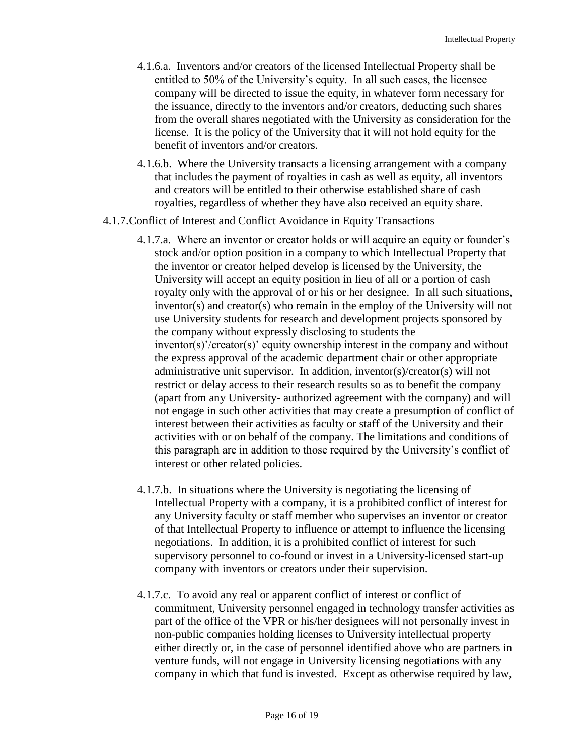4.1.6.a. Inventors and/or creators of the licensed Intellectual Property shall be entitled to 50% of the University's equity. In all such cases, the licensee company will be directed to issue the equity, in whatever form necessary for the issuance, directly to the inventors and/or creators, deducting such shares from the overall shares negotiated with the University as consideration for the license. It is the policy of the University that it will not hold equity for the benefit of inventors and/or creators.

4.1.6.b. Where the University transacts a licensing arrangement with a company that includes the payment of royalties in cash as well as equity, all inventors and creators will be entitled to their otherwise established share of cash royalties, regardless of whether they have also received an equity share.

4.1.7. Conflict of Interest and Conflict Avoidance in Equity Transactions

4.1.7.a. Where an inventor or creator holds or will acquire an equity or founder's stock and/or option position in a company to which Intellectual Property that the inventor or creator helped develop is licensed by the University, the University will accept an equity position in lieu of all or a portion of cash royalty only with the approval of or his or her designee. In all such situations, inventor(s) and creator(s) who remain in the employ of the University will not use University students for research and development projects sponsored by the company without expressly disclosing to students the inventor(s)'/creator(s)' equity ownership interest in the company and without the express approval of the academic department chair or other appropriate administrative unit supervisor. In addition, inventor(s)/creator(s) will not restrict or delay access to their research results so as to benefit the company (apart from any University- authorized agreement with the company) and will not engage in such other activities that may create a presumption of conflict of interest between their activities as faculty or staff of the University and their activities with or on behalf of the company. The limitations and conditions of this paragraph are in addition to those required by the University's conflict of interest or other related policies.

4.1.7.b. In situations where the University is negotiating the licensing of Intellectual Property with a company, it is a prohibited conflict of interest for any University faculty or staff member who supervises an inventor or creator of that Intellectual Property to influence or attempt to influence the licensing negotiations. In addition, it is a prohibited conflict of interest for such supervisory personnel to co-found or invest in a University-licensed start-up company with inventors or creators under their supervision.

4.1.7.c. To avoid any real or apparent conflict of interest or conflict of commitment, University personnel engaged in technology transfer activities as part of the office of the VPR or his/her designees will not personally invest in non-public companies holding licenses to University intellectual property either directly or, in the case of personnel identified above who are partners in venture funds, will not engage in University licensing negotiations with any company in which that fund is invested. Except as otherwise required by law,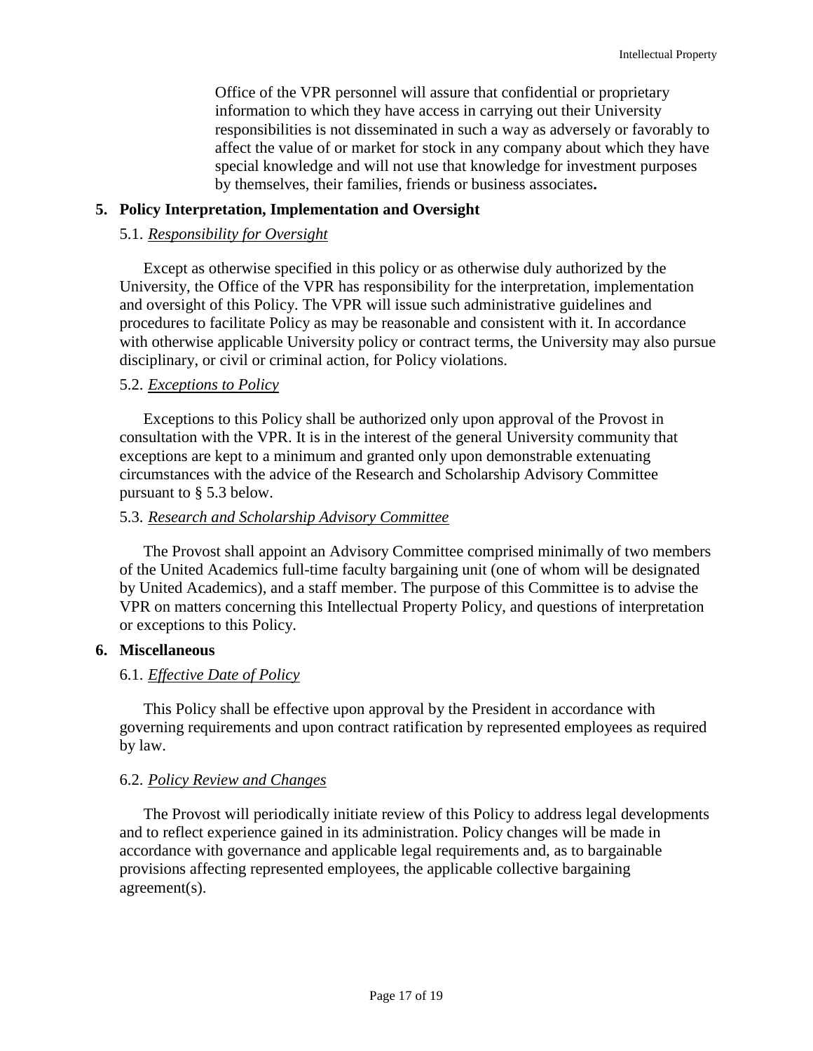Office of the VPR personnel will assure that confidential or proprietary information to which they have access in carrying out their University responsibilities is not disseminated in such a way as adversely or favorably to affect the value of or market for stock in any company about which they have special knowledge and will not use that knowledge for investment purposes by themselves, their families, friends or business associates**.**

## 5. Policy Interpretation, Implementation and Oversight

### 5.1. *Responsibility for Oversight*

Except as otherwise specified in this policy or as otherwise duly authorized by the University, the Office of the VPR has responsibility for the interpretation, implementation and oversight of this Policy. The VPR will issue such administrative guidelines and procedures to facilitate Policy as may be reasonable and consistent with it. In accordance with otherwise applicable University policy or contract terms, the University may also pursue disciplinary, or civil or criminal action, for Policy violations.

### 5.2. *Exceptions to Policy*

Exceptions to this Policy shall be authorized only upon approval of the Provost in consultation with the VPR. It is in the interest of the general University community that exceptions are kept to a minimum and granted only upon demonstrable extenuating circumstances with the advice of the Research and Scholarship Advisory Committee pursuant to § 5.3 below.

### 5.3. *Research and Scholarship Advisory Committee*

The Provost shall appoint an Advisory Committee comprised minimally of two members of the United Academics full-time faculty bargaining unit (one of whom will be designated by United Academics), and a staff member. The purpose of this Committee is to advise the VPR on matters concerning this Intellectual Property Policy, and questions of interpretation or exceptions to this Policy.

## 6. Miscellaneous

### 6.1. *Effective Date of Policy*

This Policy shall be effective upon approval by the President in accordance with governing requirements and upon contract ratification by represented employees as required by law.

### 6.2. *Policy Review and Changes*

The Provost will periodically initiate review of this Policy to address legal developments and to reflect experience gained in its administration. Policy changes will be made in accordance with governance and applicable legal requirements and, as to bargainable provisions affecting represented employees, the applicable collective bargaining agreement(s).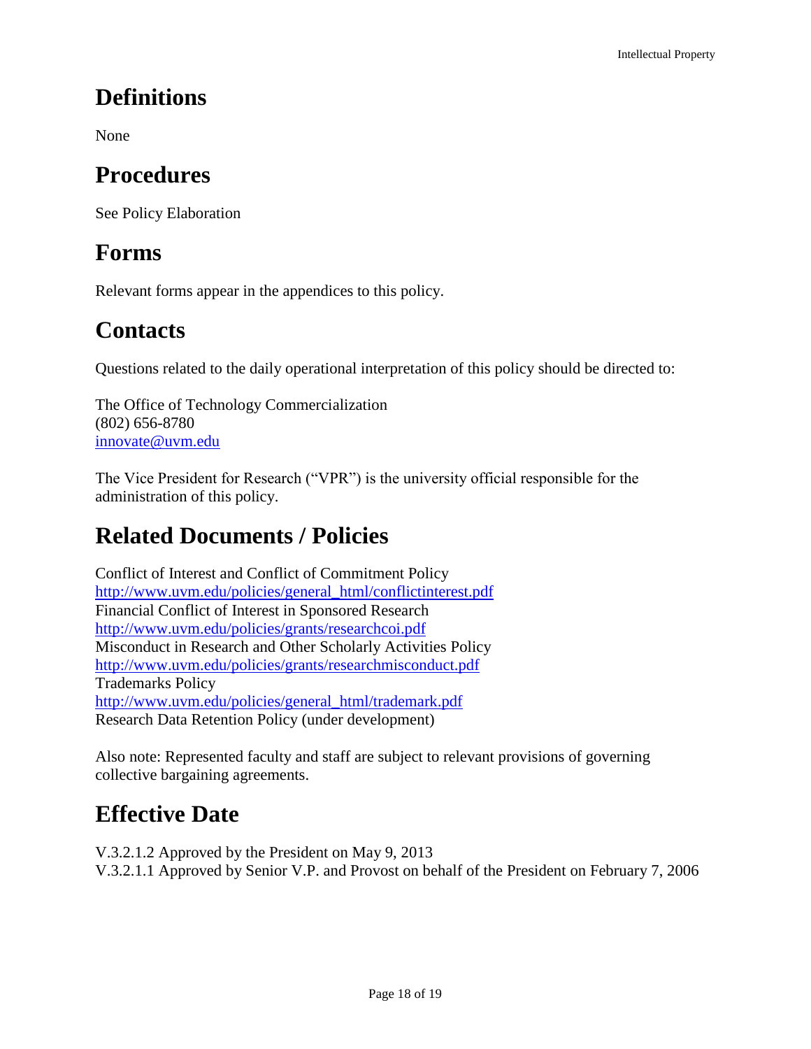# Definitions

None

# Procedures

See Policy Elaboration

# Forms

Relevant forms appear in the appendices to this policy.

# Contacts

Questions related to the daily operational interpretation of this policy should be directed to:

The Office of Technology Commercialization
(802) 656-8780
innovate@uvm.edu

The Vice President for Research ("VPR") is the university official responsible for the administration of this policy.

# Related Documents / Policies

Conflict of Interest and Conflict of Commitment Policy
http://www.uvm.edu/policies/general_html/conflictinterest.pdf
Financial Conflict of Interest in Sponsored Research
http://www.uvm.edu/policies/grants/researchcoi.pdf
Misconduct in Research and Other Scholarly Activities Policy
http://www.uvm.edu/policies/grants/researchmisconduct.pdf
Trademarks Policy
http://www.uvm.edu/policies/general_html/trademark.pdf
Research Data Retention Policy (under development)

Also note: Represented faculty and staff are subject to relevant provisions of governing collective bargaining agreements.

# Effective Date

V.3.2.1.2 Approved by the President on May 9, 2013
V.3.2.1.1 Approved by Senior V.P. and Provost on behalf of the President on February 7, 2006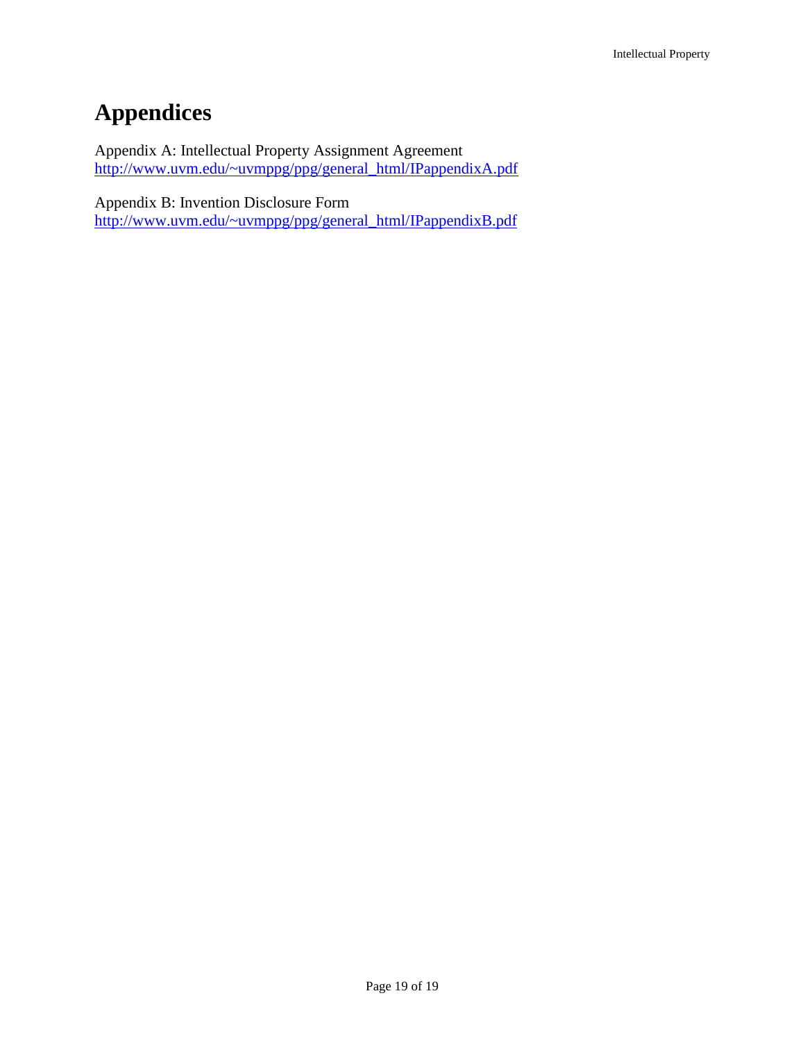# Appendices

Appendix A: Intellectual Property Assignment Agreement
http://www.uvm.edu/~uvmppg/ppg/general_html/IPappendixA.pdf

Appendix B: Invention Disclosure Form
http://www.uvm.edu/~uvmppg/ppg/general_html/IPappendixB.pdf